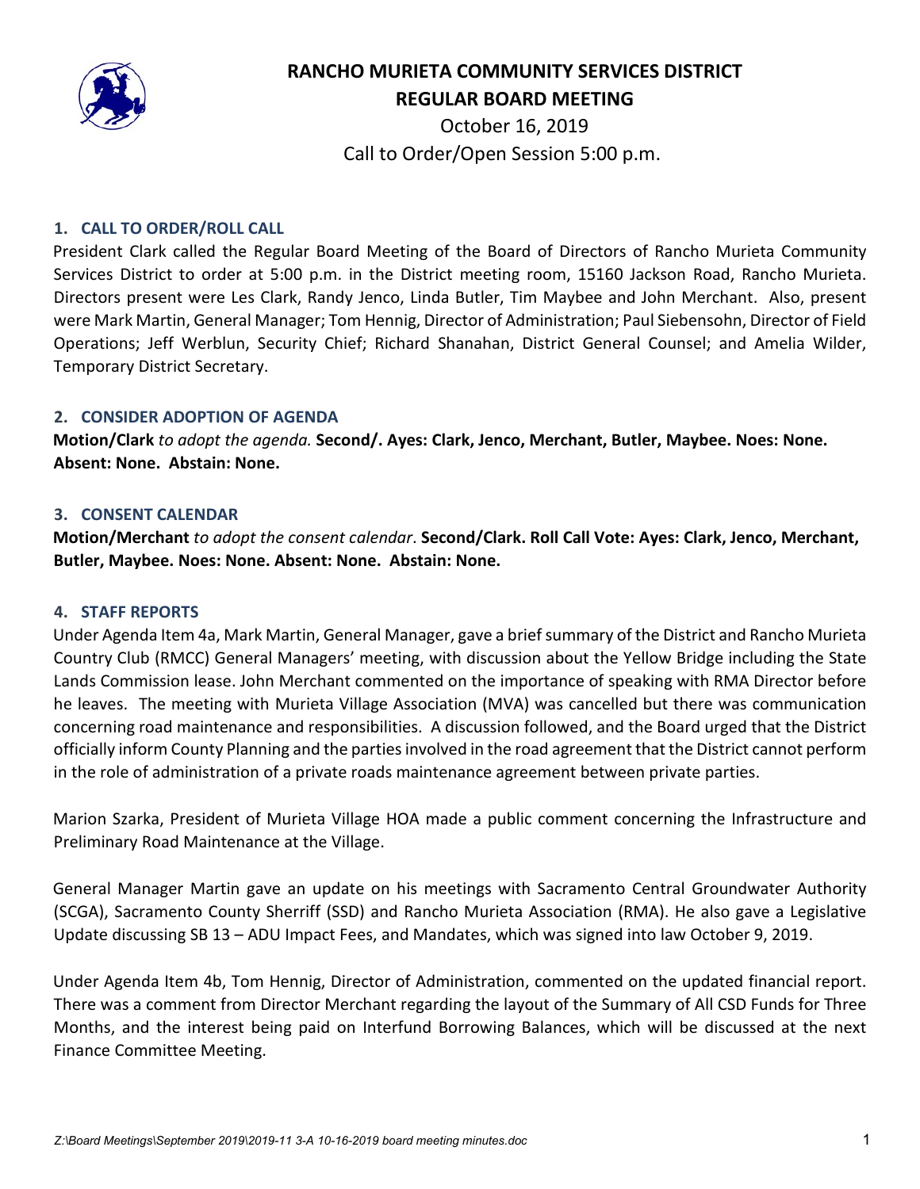# RANCHO MURIETA COMMUNITY SERVICES DISTRICT
## REGULAR BOARD MEETING

October 16, 2019

Call to Order/Open Session 5:00 p.m.

### 1. CALL TO ORDER/ROLL CALL

President Clark called the Regular Board Meeting of the Board of Directors of Rancho Murieta Community Services District to order at 5:00 p.m. in the District meeting room, 15160 Jackson Road, Rancho Murieta. Directors present were Les Clark, Randy Jenco, Linda Butler, Tim Maybee and John Merchant. Also, present were Mark Martin, General Manager; Tom Hennig, Director of Administration; Paul Siebensohn, Director of Field Operations; Jeff Werblun, Security Chief; Richard Shanahan, District General Counsel; and Amelia Wilder, Temporary District Secretary.

### 2. CONSIDER ADOPTION OF AGENDA

**Motion/Clark** *to adopt the agenda.* **Second/. Ayes: Clark, Jenco, Merchant, Butler, Maybee. Noes: None. Absent: None. Abstain: None.**

### 3. CONSENT CALENDAR

**Motion/Merchant** *to adopt the consent calendar*. **Second/Clark. Roll Call Vote: Ayes: Clark, Jenco, Merchant, Butler, Maybee. Noes: None. Absent: None. Abstain: None.**

### 4. STAFF REPORTS

Under Agenda Item 4a, Mark Martin, General Manager, gave a brief summary of the District and Rancho Murieta Country Club (RMCC) General Managers' meeting, with discussion about the Yellow Bridge including the State Lands Commission lease. John Merchant commented on the importance of speaking with RMA Director before he leaves. The meeting with Murieta Village Association (MVA) was cancelled but there was communication concerning road maintenance and responsibilities. A discussion followed, and the Board urged that the District officially inform County Planning and the parties involved in the road agreement that the District cannot perform in the role of administration of a private roads maintenance agreement between private parties.

Marion Szarka, President of Murieta Village HOA made a public comment concerning the Infrastructure and Preliminary Road Maintenance at the Village.

General Manager Martin gave an update on his meetings with Sacramento Central Groundwater Authority (SCGA), Sacramento County Sherriff (SSD) and Rancho Murieta Association (RMA). He also gave a Legislative Update discussing SB 13 – ADU Impact Fees, and Mandates, which was signed into law October 9, 2019.

Under Agenda Item 4b, Tom Hennig, Director of Administration, commented on the updated financial report. There was a comment from Director Merchant regarding the layout of the Summary of All CSD Funds for Three Months, and the interest being paid on Interfund Borrowing Balances, which will be discussed at the next Finance Committee Meeting.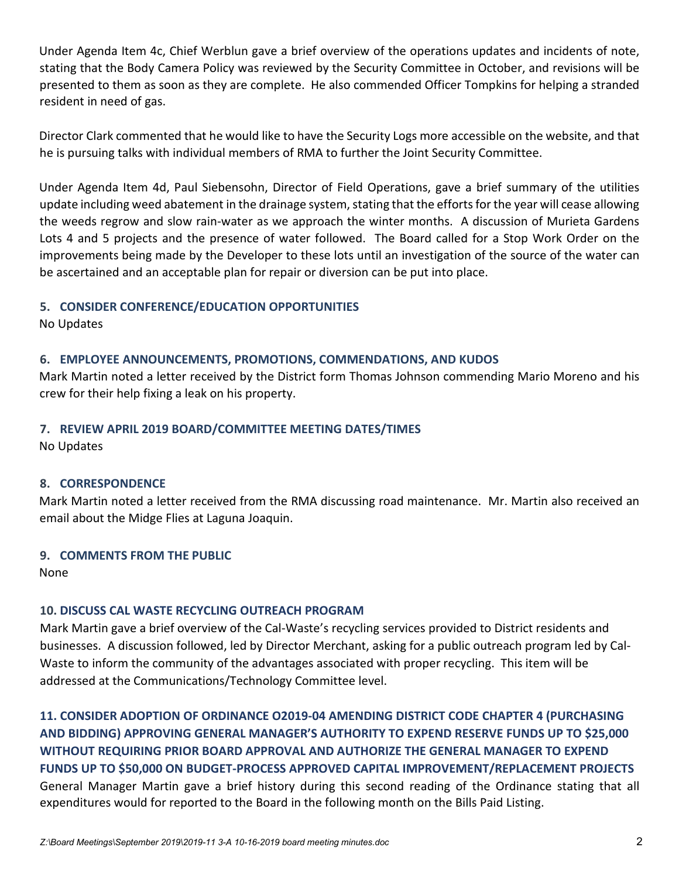Under Agenda Item 4c, Chief Werblun gave a brief overview of the operations updates and incidents of note, stating that the Body Camera Policy was reviewed by the Security Committee in October, and revisions will be presented to them as soon as they are complete. He also commended Officer Tompkins for helping a stranded resident in need of gas.

Director Clark commented that he would like to have the Security Logs more accessible on the website, and that he is pursuing talks with individual members of RMA to further the Joint Security Committee.

Under Agenda Item 4d, Paul Siebensohn, Director of Field Operations, gave a brief summary of the utilities update including weed abatement in the drainage system, stating that the efforts for the year will cease allowing the weeds regrow and slow rain-water as we approach the winter months. A discussion of Murieta Gardens Lots 4 and 5 projects and the presence of water followed. The Board called for a Stop Work Order on the improvements being made by the Developer to these lots until an investigation of the source of the water can be ascertained and an acceptable plan for repair or diversion can be put into place.

### 5. CONSIDER CONFERENCE/EDUCATION OPPORTUNITIES

No Updates

### 6. EMPLOYEE ANNOUNCEMENTS, PROMOTIONS, COMMENDATIONS, AND KUDOS

Mark Martin noted a letter received by the District form Thomas Johnson commending Mario Moreno and his crew for their help fixing a leak on his property.

### 7. REVIEW APRIL 2019 BOARD/COMMITTEE MEETING DATES/TIMES

No Updates

### 8. CORRESPONDENCE

Mark Martin noted a letter received from the RMA discussing road maintenance. Mr. Martin also received an email about the Midge Flies at Laguna Joaquin.

### 9. COMMENTS FROM THE PUBLIC

None

### 10. DISCUSS CAL WASTE RECYCLING OUTREACH PROGRAM

Mark Martin gave a brief overview of the Cal-Waste's recycling services provided to District residents and businesses. A discussion followed, led by Director Merchant, asking for a public outreach program led by Cal-Waste to inform the community of the advantages associated with proper recycling. This item will be addressed at the Communications/Technology Committee level.

### 11. CONSIDER ADOPTION OF ORDINANCE O2019-04 AMENDING DISTRICT CODE CHAPTER 4 (PURCHASING AND BIDDING) APPROVING GENERAL MANAGER'S AUTHORITY TO EXPEND RESERVE FUNDS UP TO $25,000 WITHOUT REQUIRING PRIOR BOARD APPROVAL AND AUTHORIZE THE GENERAL MANAGER TO EXPEND FUNDS UP TO $50,000 ON BUDGET-PROCESS APPROVED CAPITAL IMPROVEMENT/REPLACEMENT PROJECTS

General Manager Martin gave a brief history during this second reading of the Ordinance stating that all expenditures would for reported to the Board in the following month on the Bills Paid Listing.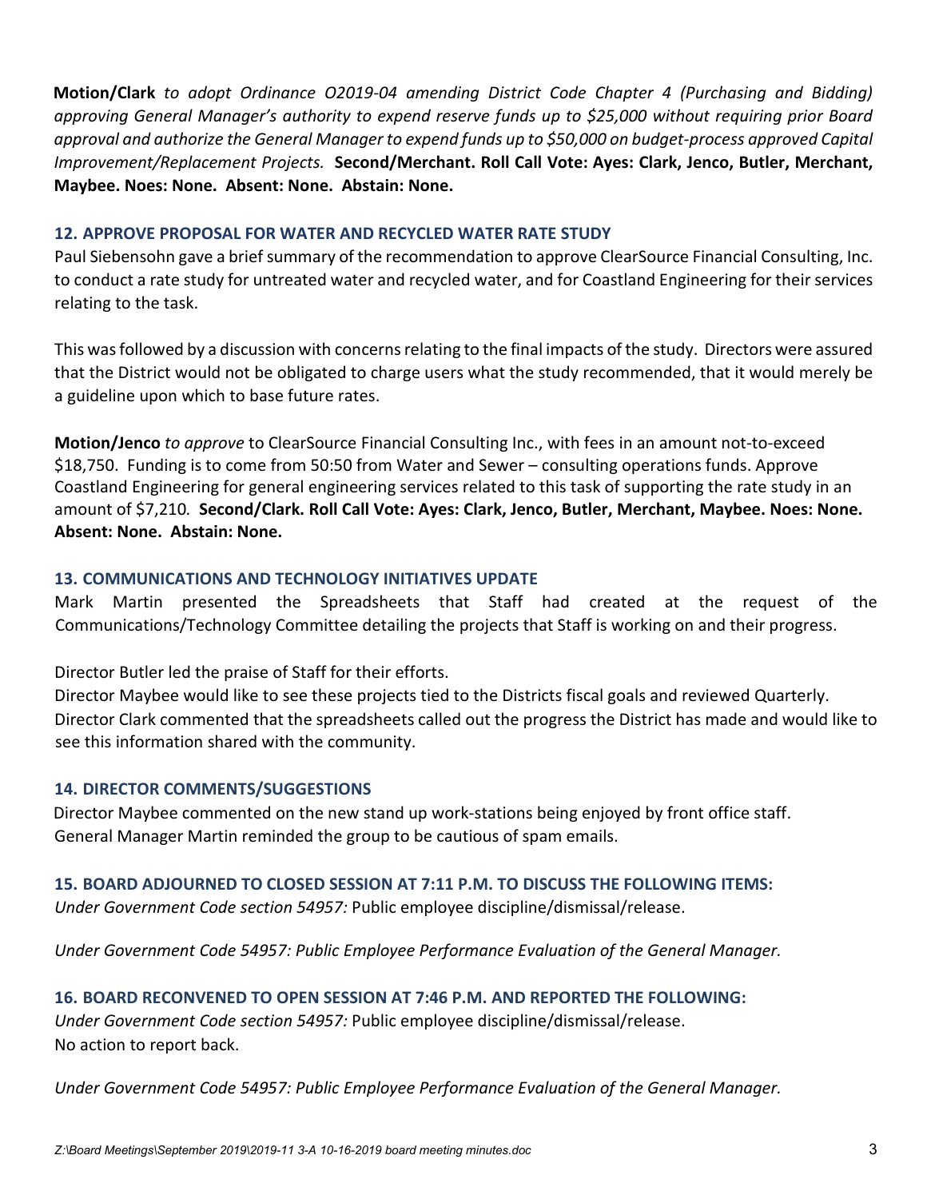**Motion/Clark** *to adopt Ordinance O2019-04 amending District Code Chapter 4 (Purchasing and Bidding) approving General Manager's authority to expend reserve funds up to $25,000 without requiring prior Board approval and authorize the General Manager to expend funds up to $50,000 on budget-process approved Capital Improvement/Replacement Projects.* **Second/Merchant. Roll Call Vote: Ayes: Clark, Jenco, Butler, Merchant, Maybee. Noes: None. Absent: None. Abstain: None.**

### 12. APPROVE PROPOSAL FOR WATER AND RECYCLED WATER RATE STUDY

Paul Siebensohn gave a brief summary of the recommendation to approve ClearSource Financial Consulting, Inc. to conduct a rate study for untreated water and recycled water, and for Coastland Engineering for their services relating to the task.

This was followed by a discussion with concerns relating to the final impacts of the study. Directors were assured that the District would not be obligated to charge users what the study recommended, that it would merely be a guideline upon which to base future rates.

**Motion/Jenco** *to approve* to ClearSource Financial Consulting Inc., with fees in an amount not-to-exceed $18,750. Funding is to come from 50:50 from Water and Sewer – consulting operations funds. Approve Coastland Engineering for general engineering services related to this task of supporting the rate study in an amount of $7,210*.* **Second/Clark. Roll Call Vote: Ayes: Clark, Jenco, Butler, Merchant, Maybee. Noes: None. Absent: None. Abstain: None.**

### 13. COMMUNICATIONS AND TECHNOLOGY INITIATIVES UPDATE

Mark Martin presented the Spreadsheets that Staff had created at the request of the Communications/Technology Committee detailing the projects that Staff is working on and their progress.

Director Butler led the praise of Staff for their efforts.
Director Maybee would like to see these projects tied to the Districts fiscal goals and reviewed Quarterly.
Director Clark commented that the spreadsheets called out the progress the District has made and would like to see this information shared with the community.

### 14. DIRECTOR COMMENTS/SUGGESTIONS

Director Maybee commented on the new stand up work-stations being enjoyed by front office staff.
General Manager Martin reminded the group to be cautious of spam emails.

### 15. BOARD ADJOURNED TO CLOSED SESSION AT 7:11 P.M. TO DISCUSS THE FOLLOWING ITEMS:

*Under Government Code section 54957:* Public employee discipline/dismissal/release.

*Under Government Code 54957: Public Employee Performance Evaluation of the General Manager.*

### 16. BOARD RECONVENED TO OPEN SESSION AT 7:46 P.M. AND REPORTED THE FOLLOWING:

*Under Government Code section 54957:* Public employee discipline/dismissal/release.
No action to report back.

*Under Government Code 54957: Public Employee Performance Evaluation of the General Manager.*

*Z:\Board Meetings\September 2019\2019-11 3-A 10-16-2019 board meeting minutes.doc*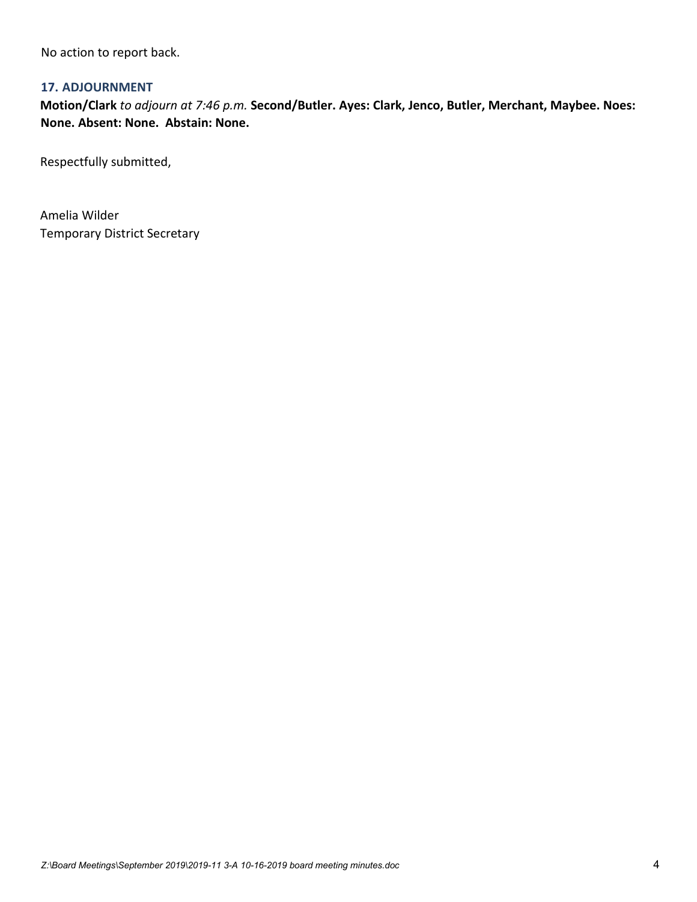No action to report back.

### 17. ADJOURNMENT

**Motion/Clark** *to adjourn at 7:46 p.m.* **Second/Butler. Ayes: Clark, Jenco, Butler, Merchant, Maybee. Noes: None. Absent: None. Abstain: None.**

Respectfully submitted,

Amelia Wilder
Temporary District Secretary